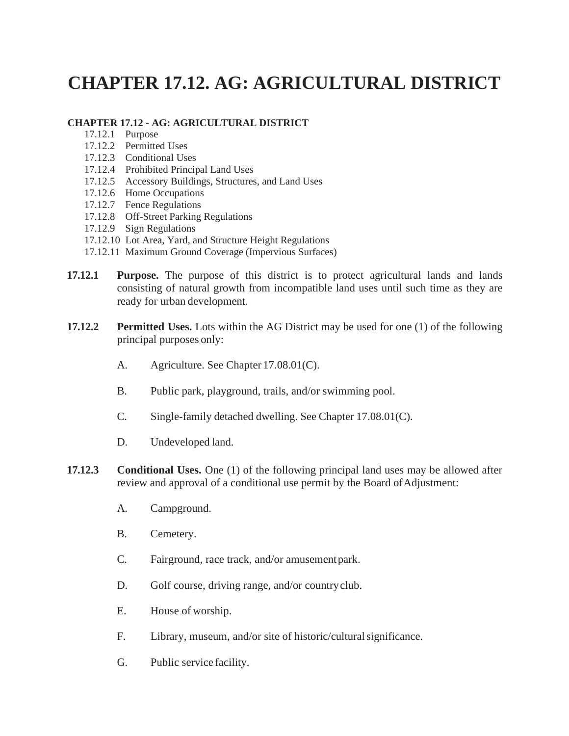# CHAPTER 17.12. AG: AGRICULTURAL DISTRICT

**CHAPTER 17.12 - AG: AGRICULTURAL DISTRICT**

- 17.12.1 Purpose
- 17.12.2 Permitted Uses
- 17.12.3 Conditional Uses
- 17.12.4 Prohibited Principal Land Uses
- 17.12.5 Accessory Buildings, Structures, and Land Uses
- 17.12.6 Home Occupations
- 17.12.7 Fence Regulations
- 17.12.8 Off-Street Parking Regulations
- 17.12.9 Sign Regulations
- 17.12.10 Lot Area, Yard, and Structure Height Regulations
- 17.12.11 Maximum Ground Coverage (Impervious Surfaces)

**17.12.1** **Purpose.** The purpose of this district is to protect agricultural lands and lands consisting of natural growth from incompatible land uses until such time as they are ready for urban development.

**17.12.2** **Permitted Uses.** Lots within the AG District may be used for one (1) of the following principal purposes only:

A. Agriculture. See Chapter 17.08.01(C).

B. Public park, playground, trails, and/or swimming pool.

C. Single-family detached dwelling. See Chapter 17.08.01(C).

D. Undeveloped land.

**17.12.3** **Conditional Uses.** One (1) of the following principal land uses may be allowed after review and approval of a conditional use permit by the Board of Adjustment:

A. Campground.

B. Cemetery.

C. Fairground, race track, and/or amusement park.

D. Golf course, driving range, and/or country club.

E. House of worship.

F. Library, museum, and/or site of historic/cultural significance.

G. Public service facility.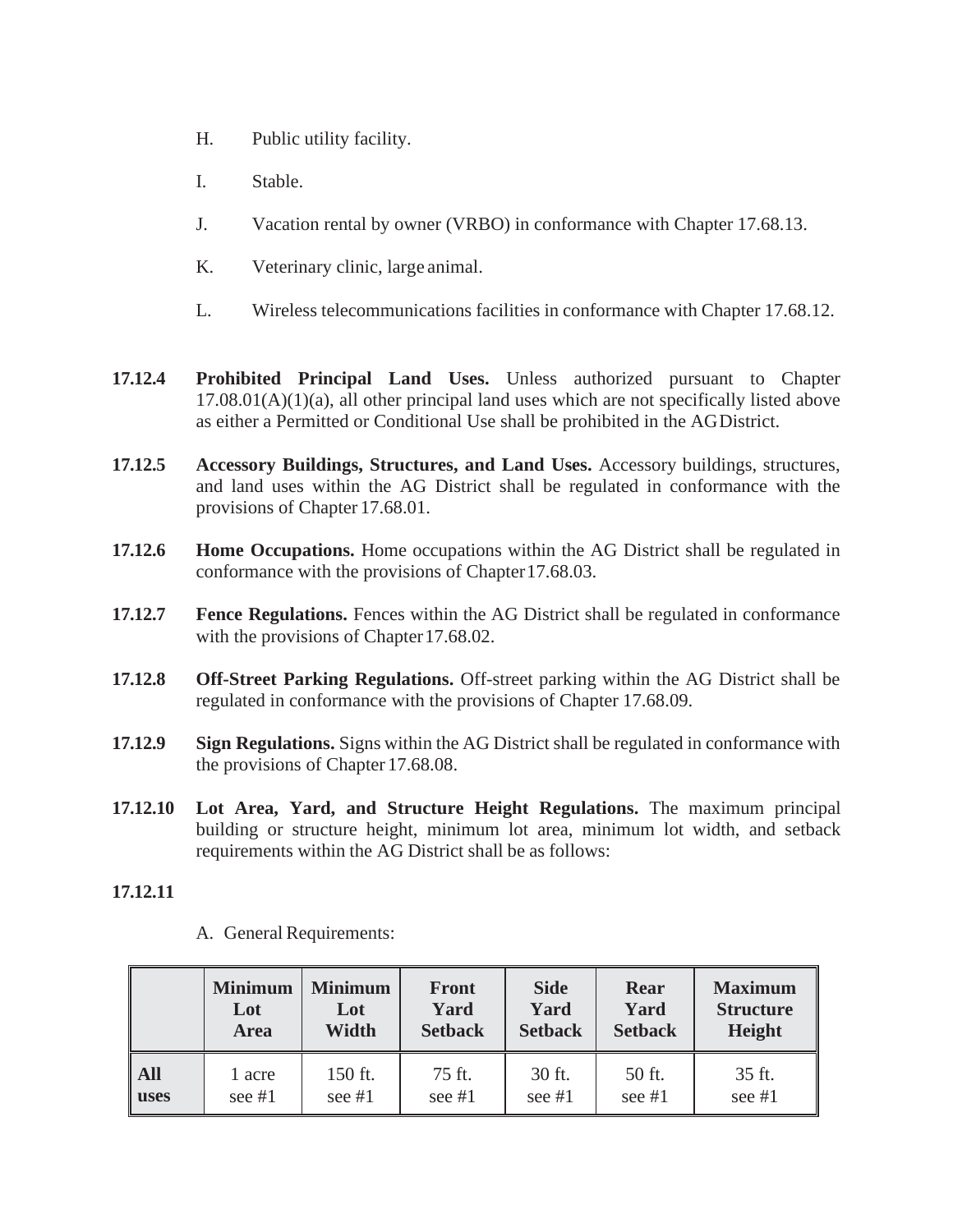H. Public utility facility.

I. Stable.

J. Vacation rental by owner (VRBO) in conformance with Chapter 17.68.13.

K. Veterinary clinic, large animal.

L. Wireless telecommunications facilities in conformance with Chapter 17.68.12.

**17.12.4 Prohibited Principal Land Uses.** Unless authorized pursuant to Chapter 17.08.01(A)(1)(a), all other principal land uses which are not specifically listed above as either a Permitted or Conditional Use shall be prohibited in the AG District.

**17.12.5 Accessory Buildings, Structures, and Land Uses.** Accessory buildings, structures, and land uses within the AG District shall be regulated in conformance with the provisions of Chapter 17.68.01.

**17.12.6 Home Occupations.** Home occupations within the AG District shall be regulated in conformance with the provisions of Chapter 17.68.03.

**17.12.7 Fence Regulations.** Fences within the AG District shall be regulated in conformance with the provisions of Chapter 17.68.02.

**17.12.8 Off-Street Parking Regulations.** Off-street parking within the AG District shall be regulated in conformance with the provisions of Chapter 17.68.09.

**17.12.9 Sign Regulations.** Signs within the AG District shall be regulated in conformance with the provisions of Chapter 17.68.08.

**17.12.10 Lot Area, Yard, and Structure Height Regulations.** The maximum principal building or structure height, minimum lot area, minimum lot width, and setback requirements within the AG District shall be as follows:

**17.12.11**

A. General Requirements:

| | Minimum Lot Area | Minimum Lot Width | Front Yard Setback | Side Yard Setback | Rear Yard Setback | Maximum Structure Height |
|---|---|---|---|---|---|---|
| **All uses** | 1 acre see #1 | 150 ft. see #1 | 75 ft. see #1 | 30 ft. see #1 | 50 ft. see #1 | 35 ft. see #1 |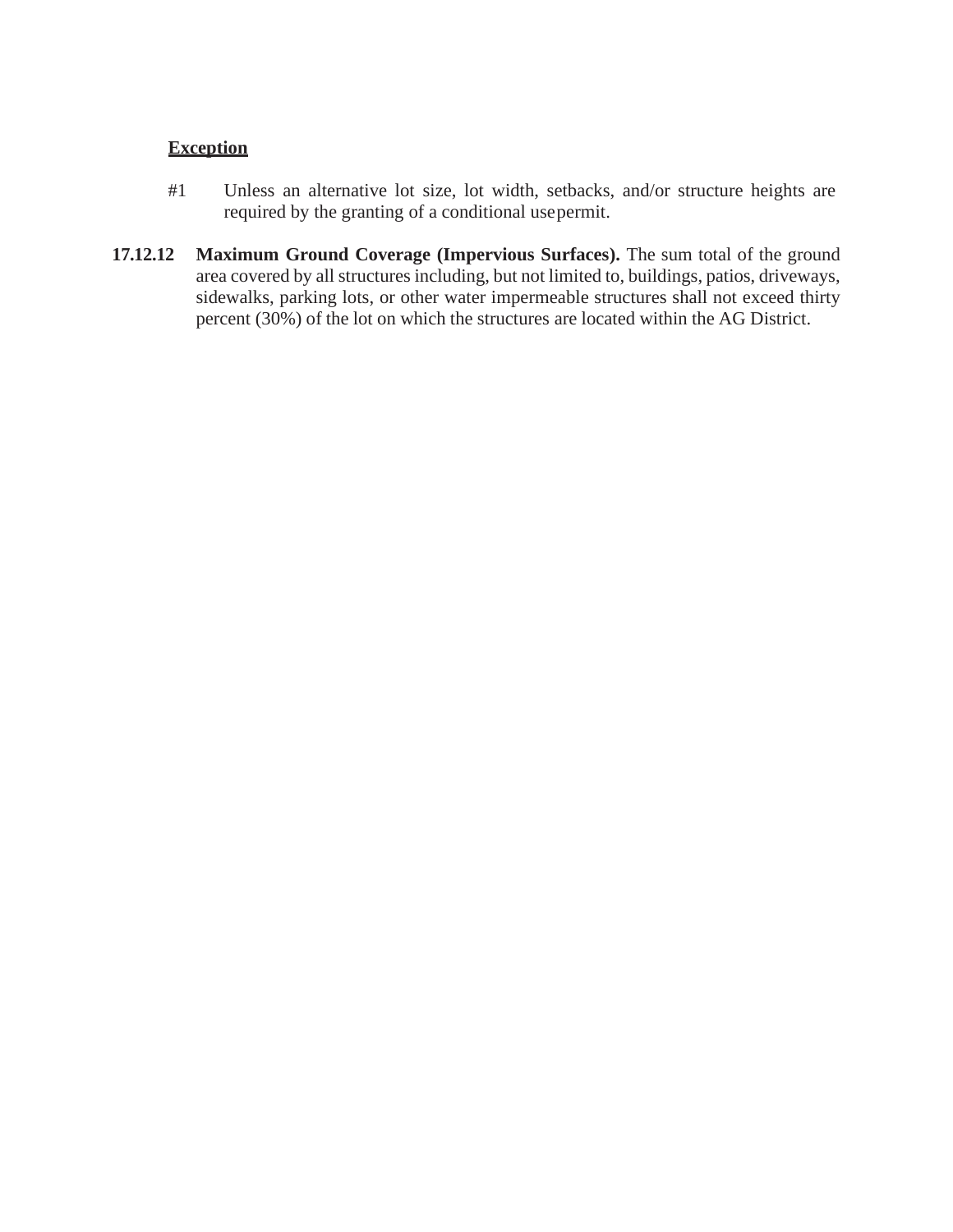**Exception**

#1 Unless an alternative lot size, lot width, setbacks, and/or structure heights are required by the granting of a conditional use permit.

**17.12.12 Maximum Ground Coverage (Impervious Surfaces).** The sum total of the ground area covered by all structures including, but not limited to, buildings, patios, driveways, sidewalks, parking lots, or other water impermeable structures shall not exceed thirty percent (30%) of the lot on which the structures are located within the AG District.